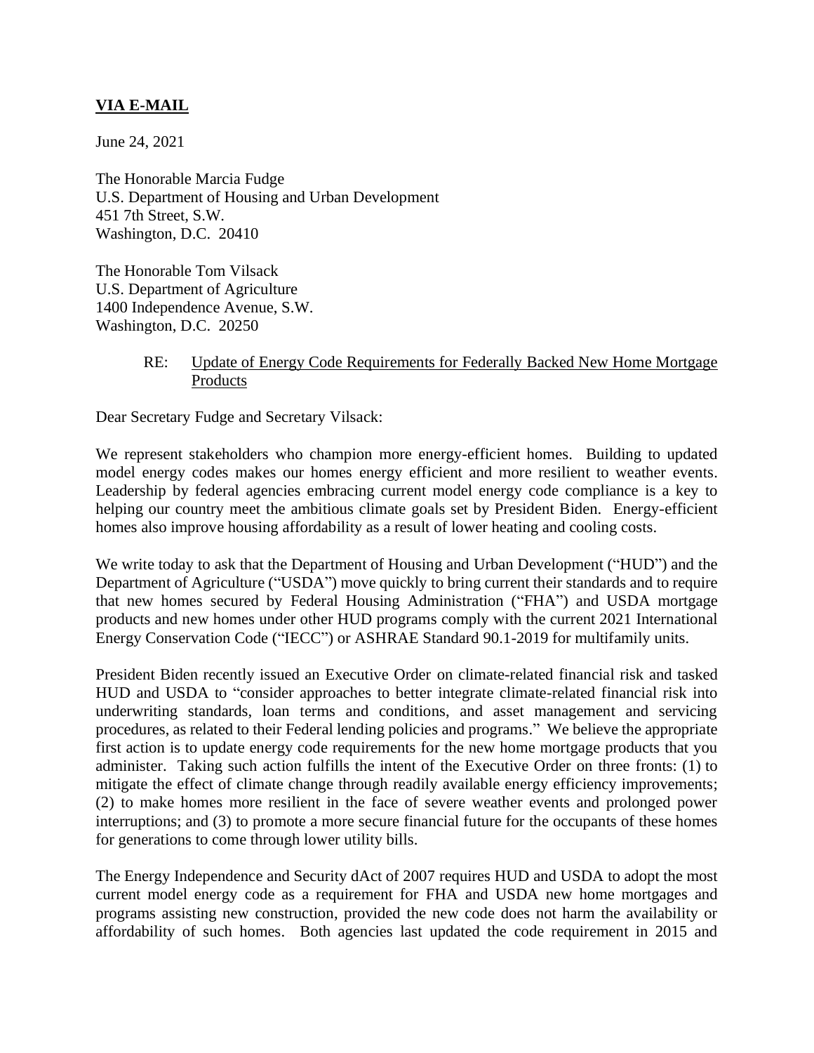**VIA E-MAIL**

June 24, 2021

The Honorable Marcia Fudge
U.S. Department of Housing and Urban Development
451 7th Street, S.W.
Washington, D.C. 20410

The Honorable Tom Vilsack
U.S. Department of Agriculture
1400 Independence Avenue, S.W.
Washington, D.C. 20250

RE: Update of Energy Code Requirements for Federally Backed New Home Mortgage Products

Dear Secretary Fudge and Secretary Vilsack:

We represent stakeholders who champion more energy-efficient homes. Building to updated model energy codes makes our homes energy efficient and more resilient to weather events. Leadership by federal agencies embracing current model energy code compliance is a key to helping our country meet the ambitious climate goals set by President Biden. Energy-efficient homes also improve housing affordability as a result of lower heating and cooling costs.

We write today to ask that the Department of Housing and Urban Development ("HUD") and the Department of Agriculture ("USDA") move quickly to bring current their standards and to require that new homes secured by Federal Housing Administration ("FHA") and USDA mortgage products and new homes under other HUD programs comply with the current 2021 International Energy Conservation Code ("IECC") or ASHRAE Standard 90.1-2019 for multifamily units.

President Biden recently issued an Executive Order on climate-related financial risk and tasked HUD and USDA to "consider approaches to better integrate climate-related financial risk into underwriting standards, loan terms and conditions, and asset management and servicing procedures, as related to their Federal lending policies and programs." We believe the appropriate first action is to update energy code requirements for the new home mortgage products that you administer. Taking such action fulfills the intent of the Executive Order on three fronts: (1) to mitigate the effect of climate change through readily available energy efficiency improvements; (2) to make homes more resilient in the face of severe weather events and prolonged power interruptions; and (3) to promote a more secure financial future for the occupants of these homes for generations to come through lower utility bills.

The Energy Independence and Security dAct of 2007 requires HUD and USDA to adopt the most current model energy code as a requirement for FHA and USDA new home mortgages and programs assisting new construction, provided the new code does not harm the availability or affordability of such homes. Both agencies last updated the code requirement in 2015 and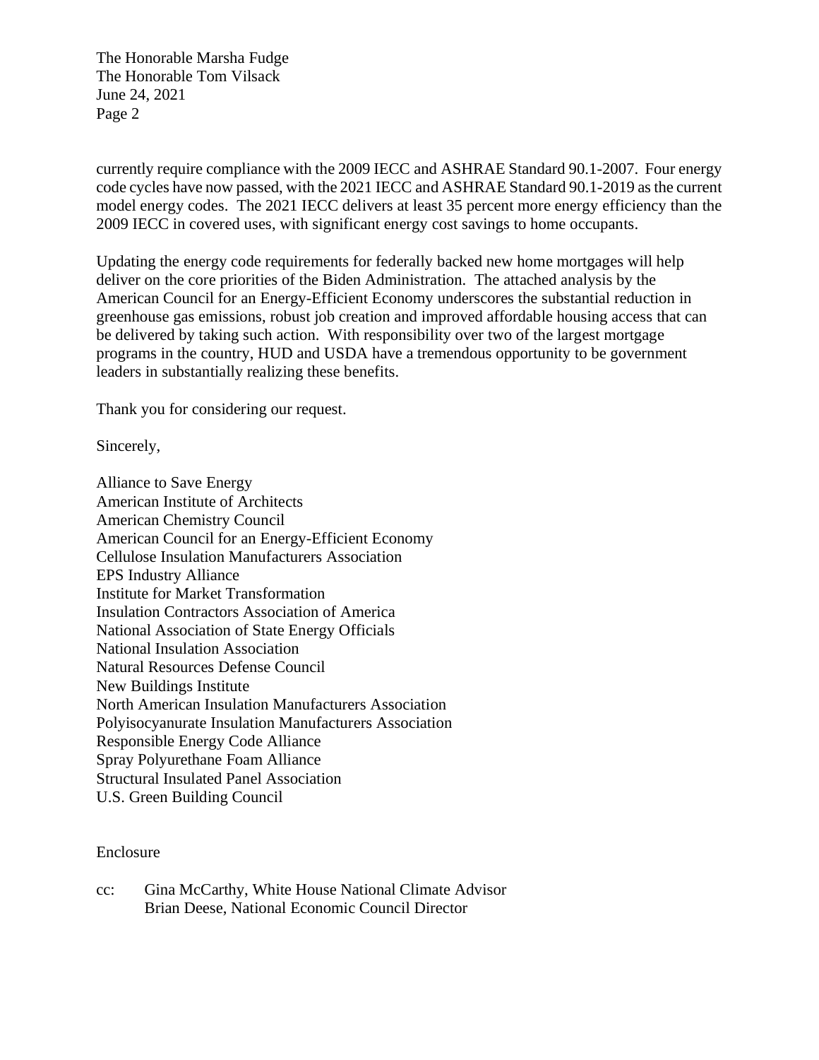currently require compliance with the 2009 IECC and ASHRAE Standard 90.1-2007. Four energy code cycles have now passed, with the 2021 IECC and ASHRAE Standard 90.1-2019 as the current model energy codes. The 2021 IECC delivers at least 35 percent more energy efficiency than the 2009 IECC in covered uses, with significant energy cost savings to home occupants.

Updating the energy code requirements for federally backed new home mortgages will help deliver on the core priorities of the Biden Administration. The attached analysis by the American Council for an Energy-Efficient Economy underscores the substantial reduction in greenhouse gas emissions, robust job creation and improved affordable housing access that can be delivered by taking such action. With responsibility over two of the largest mortgage programs in the country, HUD and USDA have a tremendous opportunity to be government leaders in substantially realizing these benefits.

Thank you for considering our request.

Sincerely,

Alliance to Save Energy
American Institute of Architects
American Chemistry Council
American Council for an Energy-Efficient Economy
Cellulose Insulation Manufacturers Association
EPS Industry Alliance
Institute for Market Transformation
Insulation Contractors Association of America
National Association of State Energy Officials
National Insulation Association
Natural Resources Defense Council
New Buildings Institute
North American Insulation Manufacturers Association
Polyisocyanurate Insulation Manufacturers Association
Responsible Energy Code Alliance
Spray Polyurethane Foam Alliance
Structural Insulated Panel Association
U.S. Green Building Council

Enclosure

cc: Gina McCarthy, White House National Climate Advisor
Brian Deese, National Economic Council Director